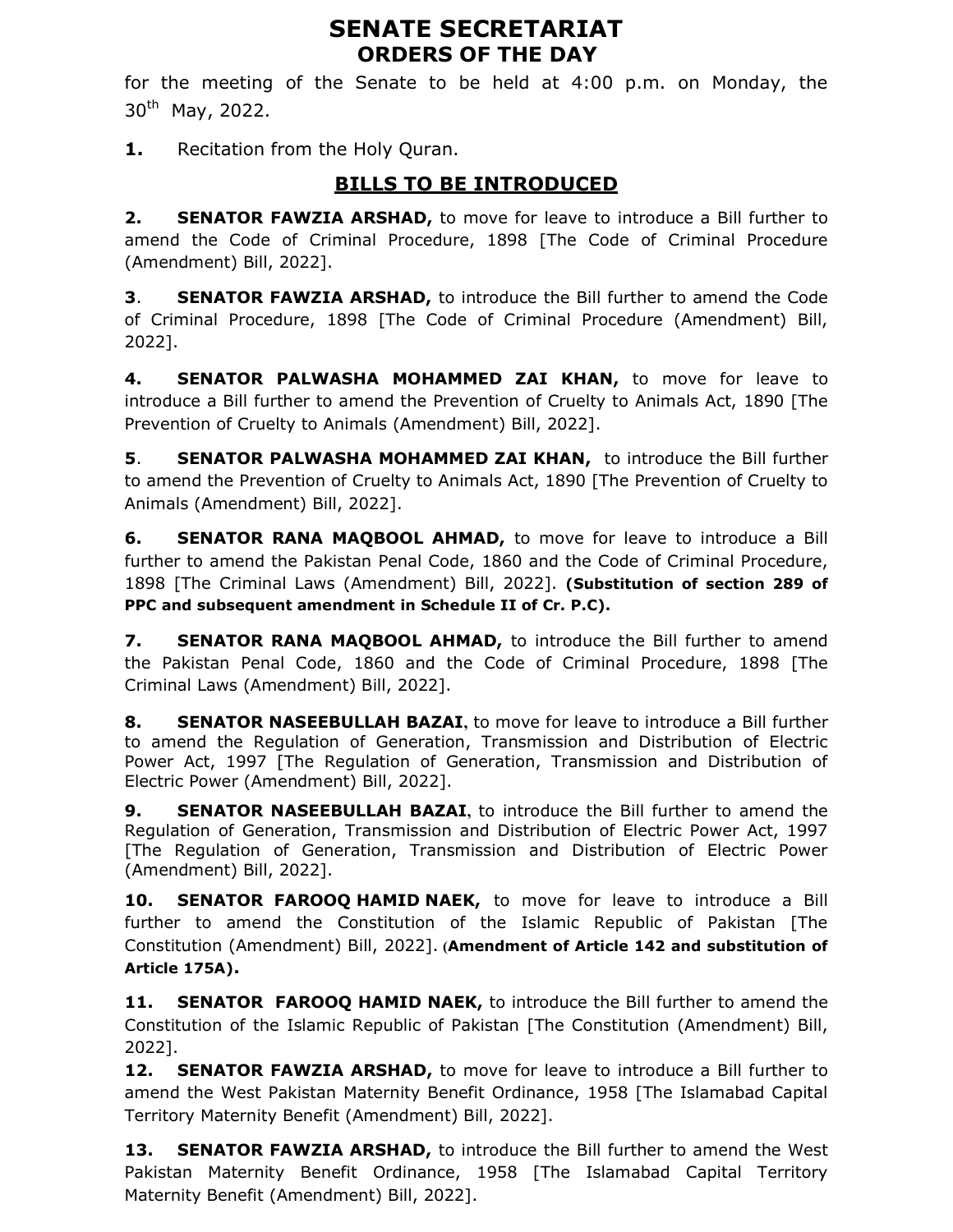# SENATE SECRETARIAT
## ORDERS OF THE DAY

for the meeting of the Senate to be held at 4:00 p.m. on Monday, the 30th May, 2022.

**1.** Recitation from the Holy Quran.

## BILLS TO BE INTRODUCED

**2. SENATOR FAWZIA ARSHAD,** to move for leave to introduce a Bill further to amend the Code of Criminal Procedure, 1898 [The Code of Criminal Procedure (Amendment) Bill, 2022].

**3**. **SENATOR FAWZIA ARSHAD,** to introduce the Bill further to amend the Code of Criminal Procedure, 1898 [The Code of Criminal Procedure (Amendment) Bill, 2022].

**4. SENATOR PALWASHA MOHAMMED ZAI KHAN,** to move for leave to introduce a Bill further to amend the Prevention of Cruelty to Animals Act, 1890 [The Prevention of Cruelty to Animals (Amendment) Bill, 2022].

**5**. **SENATOR PALWASHA MOHAMMED ZAI KHAN,** to introduce the Bill further to amend the Prevention of Cruelty to Animals Act, 1890 [The Prevention of Cruelty to Animals (Amendment) Bill, 2022].

**6. SENATOR RANA MAQBOOL AHMAD,** to move for leave to introduce a Bill further to amend the Pakistan Penal Code, 1860 and the Code of Criminal Procedure, 1898 [The Criminal Laws (Amendment) Bill, 2022]. **(Substitution of section 289 of PPC and subsequent amendment in Schedule II of Cr. P.C).**

**7. SENATOR RANA MAQBOOL AHMAD,** to introduce the Bill further to amend the Pakistan Penal Code, 1860 and the Code of Criminal Procedure, 1898 [The Criminal Laws (Amendment) Bill, 2022].

**8. SENATOR NASEEBULLAH BAZAI**, to move for leave to introduce a Bill further to amend the Regulation of Generation, Transmission and Distribution of Electric Power Act, 1997 [The Regulation of Generation, Transmission and Distribution of Electric Power (Amendment) Bill, 2022].

**9. SENATOR NASEEBULLAH BAZAI**, to introduce the Bill further to amend the Regulation of Generation, Transmission and Distribution of Electric Power Act, 1997 [The Regulation of Generation, Transmission and Distribution of Electric Power (Amendment) Bill, 2022].

**10. SENATOR FAROOQ HAMID NAEK,** to move for leave to introduce a Bill further to amend the Constitution of the Islamic Republic of Pakistan [The Constitution (Amendment) Bill, 2022]. **(Amendment of Article 142 and substitution of Article 175A).**

**11. SENATOR FAROOQ HAMID NAEK,** to introduce the Bill further to amend the Constitution of the Islamic Republic of Pakistan [The Constitution (Amendment) Bill, 2022].

**12. SENATOR FAWZIA ARSHAD,** to move for leave to introduce a Bill further to amend the West Pakistan Maternity Benefit Ordinance, 1958 [The Islamabad Capital Territory Maternity Benefit (Amendment) Bill, 2022].

**13. SENATOR FAWZIA ARSHAD,** to introduce the Bill further to amend the West Pakistan Maternity Benefit Ordinance, 1958 [The Islamabad Capital Territory Maternity Benefit (Amendment) Bill, 2022].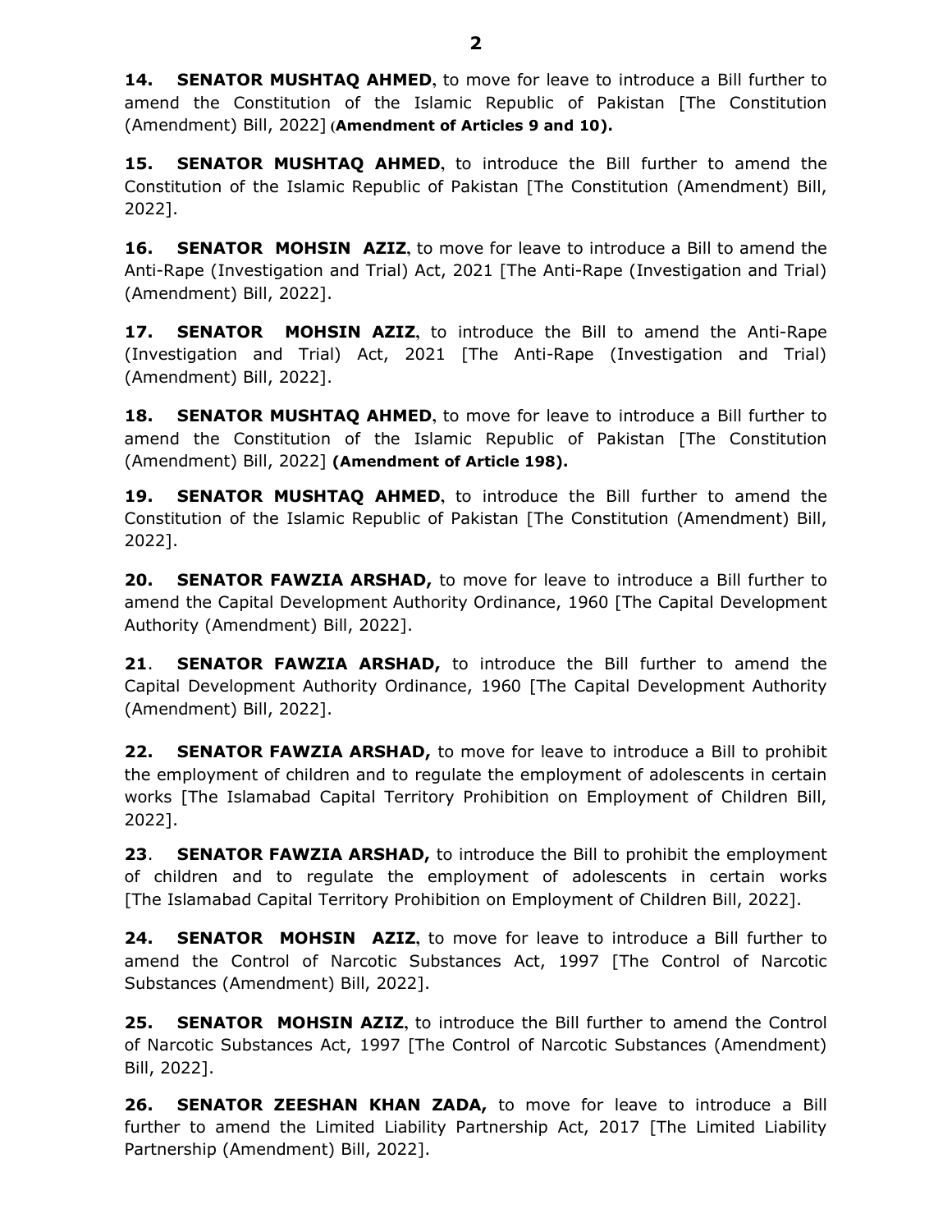**14. SENATOR MUSHTAQ AHMED**, to move for leave to introduce a Bill further to amend the Constitution of the Islamic Republic of Pakistan [The Constitution (Amendment) Bill, 2022] (**Amendment of Articles 9 and 10).**

**15. SENATOR MUSHTAQ AHMED**, to introduce the Bill further to amend the Constitution of the Islamic Republic of Pakistan [The Constitution (Amendment) Bill, 2022].

**16. SENATOR MOHSIN AZIZ**, to move for leave to introduce a Bill to amend the Anti-Rape (Investigation and Trial) Act, 2021 [The Anti-Rape (Investigation and Trial) (Amendment) Bill, 2022].

**17. SENATOR MOHSIN AZIZ**, to introduce the Bill to amend the Anti-Rape (Investigation and Trial) Act, 2021 [The Anti-Rape (Investigation and Trial) (Amendment) Bill, 2022].

**18. SENATOR MUSHTAQ AHMED**, to move for leave to introduce a Bill further to amend the Constitution of the Islamic Republic of Pakistan [The Constitution (Amendment) Bill, 2022] **(Amendment of Article 198).**

**19. SENATOR MUSHTAQ AHMED**, to introduce the Bill further to amend the Constitution of the Islamic Republic of Pakistan [The Constitution (Amendment) Bill, 2022].

**20. SENATOR FAWZIA ARSHAD,** to move for leave to introduce a Bill further to amend the Capital Development Authority Ordinance, 1960 [The Capital Development Authority (Amendment) Bill, 2022].

**21**. **SENATOR FAWZIA ARSHAD,** to introduce the Bill further to amend the Capital Development Authority Ordinance, 1960 [The Capital Development Authority (Amendment) Bill, 2022].

**22. SENATOR FAWZIA ARSHAD,** to move for leave to introduce a Bill to prohibit the employment of children and to regulate the employment of adolescents in certain works [The Islamabad Capital Territory Prohibition on Employment of Children Bill, 2022].

**23**. **SENATOR FAWZIA ARSHAD,** to introduce the Bill to prohibit the employment of children and to regulate the employment of adolescents in certain works [The Islamabad Capital Territory Prohibition on Employment of Children Bill, 2022].

**24. SENATOR MOHSIN AZIZ**, to move for leave to introduce a Bill further to amend the Control of Narcotic Substances Act, 1997 [The Control of Narcotic Substances (Amendment) Bill, 2022].

**25. SENATOR MOHSIN AZIZ**, to introduce the Bill further to amend the Control of Narcotic Substances Act, 1997 [The Control of Narcotic Substances (Amendment) Bill, 2022].

**26. SENATOR ZEESHAN KHAN ZADA,** to move for leave to introduce a Bill further to amend the Limited Liability Partnership Act, 2017 [The Limited Liability Partnership (Amendment) Bill, 2022].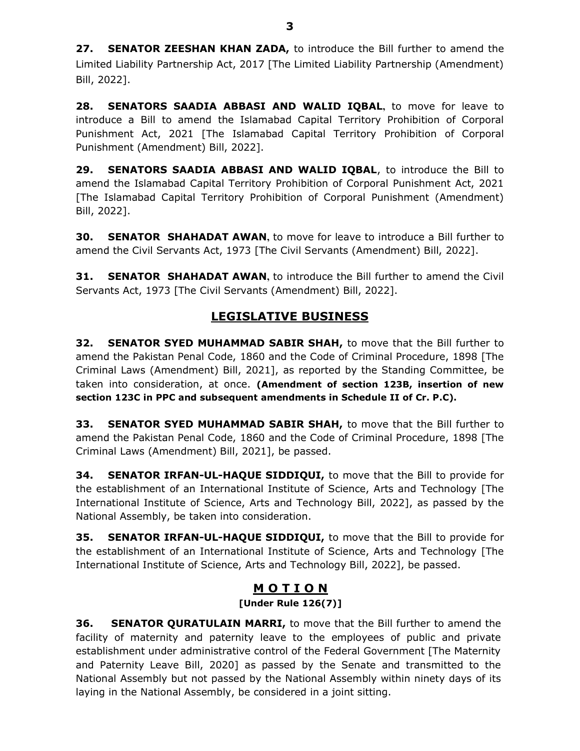**27. SENATOR ZEESHAN KHAN ZADA,** to introduce the Bill further to amend the Limited Liability Partnership Act, 2017 [The Limited Liability Partnership (Amendment) Bill, 2022].

**28. SENATORS SAADIA ABBASI AND WALID IQBAL**, to move for leave to introduce a Bill to amend the Islamabad Capital Territory Prohibition of Corporal Punishment Act, 2021 [The Islamabad Capital Territory Prohibition of Corporal Punishment (Amendment) Bill, 2022].

**29. SENATORS SAADIA ABBASI AND WALID IQBAL**, to introduce the Bill to amend the Islamabad Capital Territory Prohibition of Corporal Punishment Act, 2021 [The Islamabad Capital Territory Prohibition of Corporal Punishment (Amendment) Bill, 2022].

**30. SENATOR SHAHADAT AWAN**, to move for leave to introduce a Bill further to amend the Civil Servants Act, 1973 [The Civil Servants (Amendment) Bill, 2022].

**31. SENATOR SHAHADAT AWAN**, to introduce the Bill further to amend the Civil Servants Act, 1973 [The Civil Servants (Amendment) Bill, 2022].

## LEGISLATIVE BUSINESS

**32. SENATOR SYED MUHAMMAD SABIR SHAH,** to move that the Bill further to amend the Pakistan Penal Code, 1860 and the Code of Criminal Procedure, 1898 [The Criminal Laws (Amendment) Bill, 2021], as reported by the Standing Committee, be taken into consideration, at once. **(Amendment of section 123B, insertion of new section 123C in PPC and subsequent amendments in Schedule II of Cr. P.C).**

**33. SENATOR SYED MUHAMMAD SABIR SHAH,** to move that the Bill further to amend the Pakistan Penal Code, 1860 and the Code of Criminal Procedure, 1898 [The Criminal Laws (Amendment) Bill, 2021], be passed.

**34. SENATOR IRFAN-UL-HAQUE SIDDIQUI,** to move that the Bill to provide for the establishment of an International Institute of Science, Arts and Technology [The International Institute of Science, Arts and Technology Bill, 2022], as passed by the National Assembly, be taken into consideration.

**35. SENATOR IRFAN-UL-HAQUE SIDDIQUI,** to move that the Bill to provide for the establishment of an International Institute of Science, Arts and Technology [The International Institute of Science, Arts and Technology Bill, 2022], be passed.

## M O T I O N

**[Under Rule 126(7)]**

**36. SENATOR QURATULAIN MARRI,** to move that the Bill further to amend the facility of maternity and paternity leave to the employees of public and private establishment under administrative control of the Federal Government [The Maternity and Paternity Leave Bill, 2020] as passed by the Senate and transmitted to the National Assembly but not passed by the National Assembly within ninety days of its laying in the National Assembly, be considered in a joint sitting.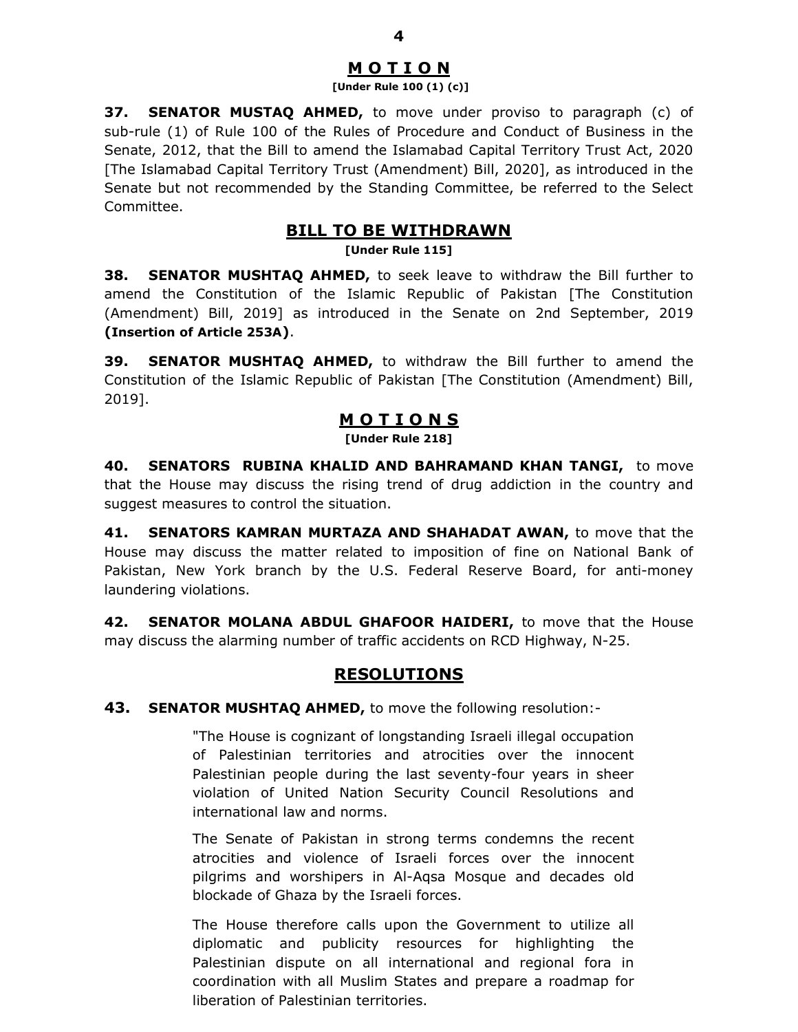## M O T I O N

**[Under Rule 100 (1) (c)]**

**37. SENATOR MUSTAQ AHMED,** to move under proviso to paragraph (c) of sub-rule (1) of Rule 100 of the Rules of Procedure and Conduct of Business in the Senate, 2012, that the Bill to amend the Islamabad Capital Territory Trust Act, 2020 [The Islamabad Capital Territory Trust (Amendment) Bill, 2020], as introduced in the Senate but not recommended by the Standing Committee, be referred to the Select Committee.

## BILL TO BE WITHDRAWN

**[Under Rule 115]**

**38. SENATOR MUSHTAQ AHMED,** to seek leave to withdraw the Bill further to amend the Constitution of the Islamic Republic of Pakistan [The Constitution (Amendment) Bill, 2019] as introduced in the Senate on 2nd September, 2019 **(Insertion of Article 253A)**.

**39. SENATOR MUSHTAQ AHMED,** to withdraw the Bill further to amend the Constitution of the Islamic Republic of Pakistan [The Constitution (Amendment) Bill, 2019].

## M O T I O N S

**[Under Rule 218]**

**40. SENATORS RUBINA KHALID AND BAHRAMAND KHAN TANGI,** to move that the House may discuss the rising trend of drug addiction in the country and suggest measures to control the situation.

**41. SENATORS KAMRAN MURTAZA AND SHAHADAT AWAN,** to move that the House may discuss the matter related to imposition of fine on National Bank of Pakistan, New York branch by the U.S. Federal Reserve Board, for anti-money laundering violations.

**42. SENATOR MOLANA ABDUL GHAFOOR HAIDERI,** to move that the House may discuss the alarming number of traffic accidents on RCD Highway, N-25.

## RESOLUTIONS

**43. SENATOR MUSHTAQ AHMED,** to move the following resolution:-

> "The House is cognizant of longstanding Israeli illegal occupation of Palestinian territories and atrocities over the innocent Palestinian people during the last seventy-four years in sheer violation of United Nation Security Council Resolutions and international law and norms.
>
> The Senate of Pakistan in strong terms condemns the recent atrocities and violence of Israeli forces over the innocent pilgrims and worshipers in Al-Aqsa Mosque and decades old blockade of Ghaza by the Israeli forces.
>
> The House therefore calls upon the Government to utilize all diplomatic and publicity resources for highlighting the Palestinian dispute on all international and regional fora in coordination with all Muslim States and prepare a roadmap for liberation of Palestinian territories.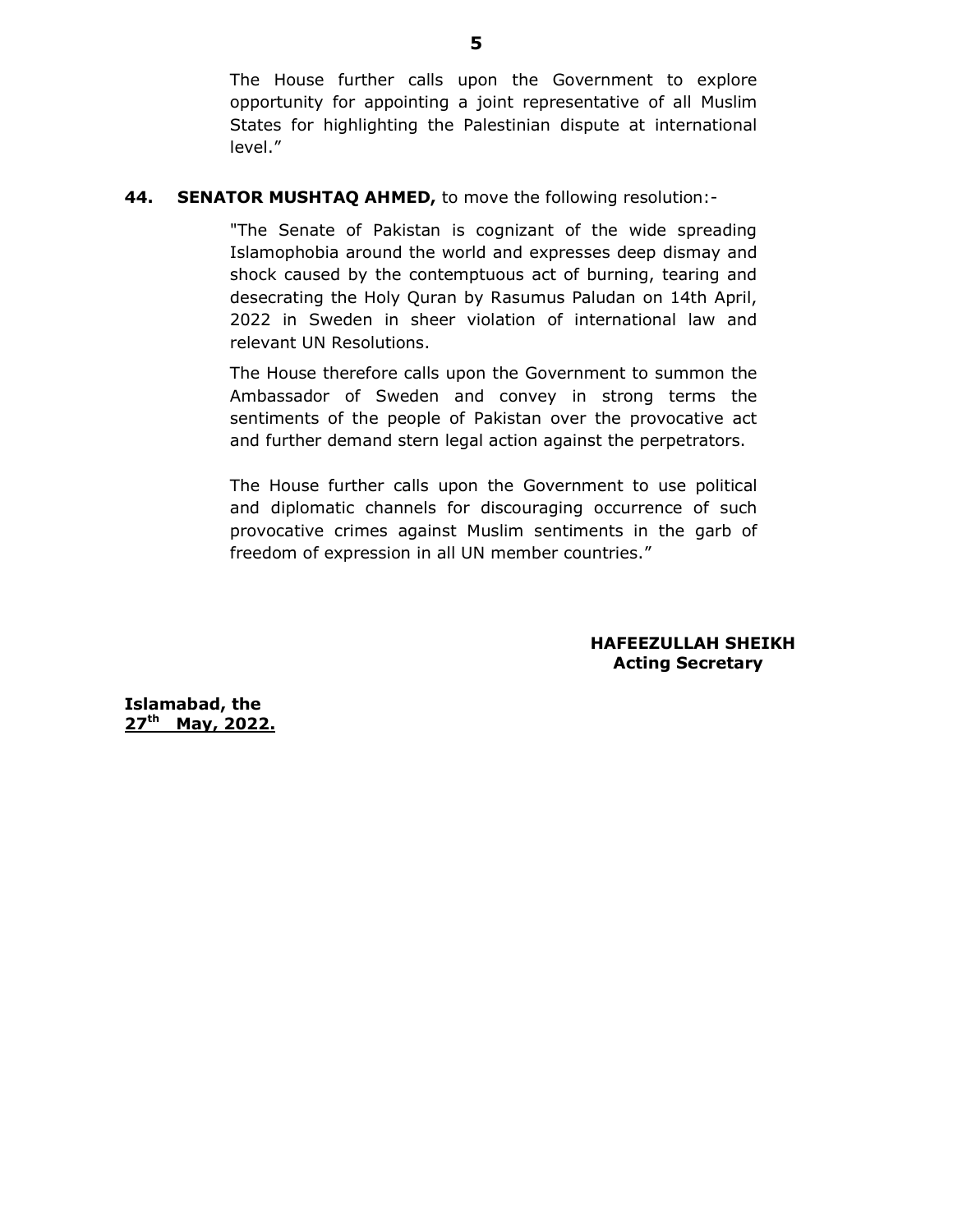The House further calls upon the Government to explore opportunity for appointing a joint representative of all Muslim States for highlighting the Palestinian dispute at international level."

**44. SENATOR MUSHTAQ AHMED,** to move the following resolution:-

"The Senate of Pakistan is cognizant of the wide spreading Islamophobia around the world and expresses deep dismay and shock caused by the contemptuous act of burning, tearing and desecrating the Holy Quran by Rasumus Paludan on 14th April, 2022 in Sweden in sheer violation of international law and relevant UN Resolutions.

The House therefore calls upon the Government to summon the Ambassador of Sweden and convey in strong terms the sentiments of the people of Pakistan over the provocative act and further demand stern legal action against the perpetrators.

The House further calls upon the Government to use political and diplomatic channels for discouraging occurrence of such provocative crimes against Muslim sentiments in the garb of freedom of expression in all UN member countries."

**HAFEEZULLAH SHEIKH**
**Acting Secretary**

**Islamabad, the**
**27th May, 2022.**